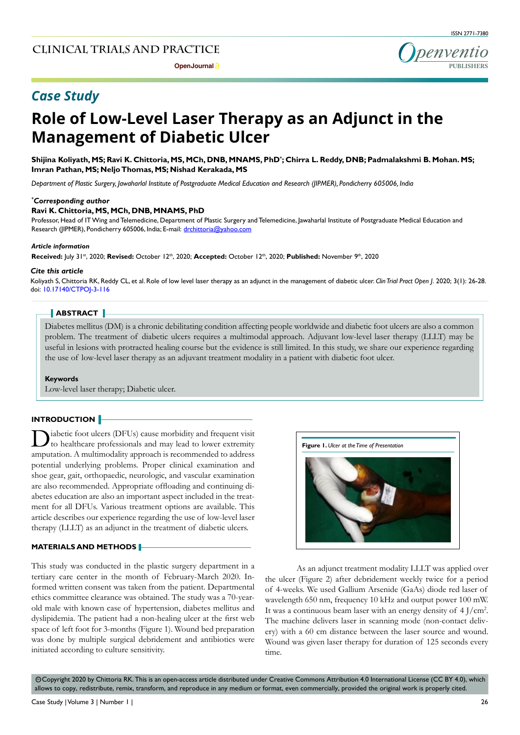## Case Study

# Role of Low-Level Laser Therapy as an Adjunct in the Management of Diabetic Ulcer

**Shijina Koliyath, MS; Ravi K. Chittoria, MS, MCh, DNB, MNAMS, PhD*; Chirra L. Reddy, DNB; Padmalakshmi B. Mohan. MS; Imran Pathan, MS; Neljo Thomas, MS; Nishad Kerakada, MS**

*Department of Plastic Surgery, Jawaharlal Institute of Postgraduate Medical Education and Research (JIPMER), Pondicherry 605006, India*

***Corresponding author**

**Ravi K. Chittoria, MS, MCh, DNB, MNAMS, PhD**

Professor, Head of IT Wing and Telemedicine, Department of Plastic Surgery and Telemedicine, Jawaharlal Institute of Postgraduate Medical Education and Research (JIPMER), Pondicherry 605006, India; E-mail: drchittoria@yahoo.com

***Article information***

**Received:** July 31st, 2020; **Revised:** October 12th, 2020; **Accepted:** October 12th, 2020; **Published:** November 9th, 2020

***Cite this article***

Koliyath S, Chittoria RK, Reddy CL, et al. Role of low level laser therapy as an adjunct in the management of diabetic ulcer. *Clin Trial Pract Open J*. 2020; 3(1): 26-28. doi: 10.17140/CTPOJ-3-116

## ABSTRACT

Diabetes mellitus (DM) is a chronic debilitating condition affecting people worldwide and diabetic foot ulcers are also a common problem. The treatment of diabetic ulcers requires a multimodal approach. Adjuvant low-level laser therapy (LLLT) may be useful in lesions with protracted healing course but the evidence is still limited. In this study, we share our experience regarding the use of low-level laser therapy as an adjuvant treatment modality in a patient with diabetic foot ulcer.

**Keywords**

Low-level laser therapy; Diabetic ulcer.

## INTRODUCTION

Diabetic foot ulcers (DFUs) cause morbidity and frequent visit to healthcare professionals and may lead to lower extremity amputation. A multimodality approach is recommended to address potential underlying problems. Proper clinical examination and shoe gear, gait, orthopaedic, neurologic, and vascular examination are also recommended. Appropriate offloading and continuing diabetes education are also an important aspect included in the treatment for all DFUs. Various treatment options are available. This article describes our experience regarding the use of low-level laser therapy (LLLT) as an adjunct in the treatment of diabetic ulcers.

## MATERIALS AND METHODS

This study was conducted in the plastic surgery department in a tertiary care center in the month of February-March 2020. Informed written consent was taken from the patient. Departmental ethics committee clearance was obtained. The study was a 70-year-old male with known case of hypertension, diabetes mellitus and dyslipidemia. The patient had a non-healing ulcer at the first web space of left foot for 3-months (Figure 1). Wound bed preparation was done by multiple surgical debridement and antibiotics were initiated according to culture sensitivity.

**Figure 1.** *Ulcer at the Time of Presentation*

As an adjunct treatment modality LLLT was applied over the ulcer (Figure 2) after debridement weekly twice for a period of 4-weeks. We used Gallium Arsenide (GaAs) diode red laser of wavelength 650 nm, frequency 10 kHz and output power 100 mW. It was a continuous beam laser with an energy density of 4 J/cm$^2$. The machine delivers laser in scanning mode (non-contact delivery) with a 60 cm distance between the laser source and wound. Wound was given laser therapy for duration of 125 seconds every time.

©Copyright 2020 by Chittoria RK. This is an open-access article distributed under Creative Commons Attribution 4.0 International License (CC BY 4.0), which allows to copy, redistribute, remix, transform, and reproduce in any medium or format, even commercially, provided the original work is properly cited.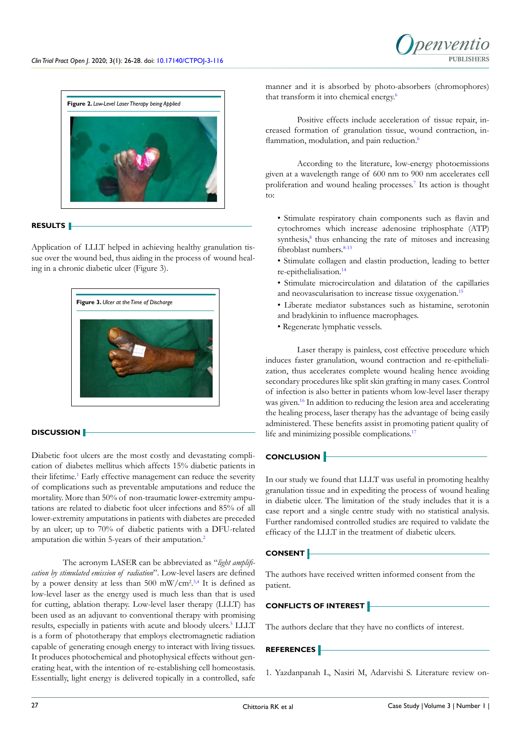**Figure 2.** *Low-Level Laser Therapy being Applied*

## RESULTS

Application of LLLT helped in achieving healthy granulation tissue over the wound bed, thus aiding in the process of wound healing in a chronic diabetic ulcer (Figure 3).

**Figure 3.** *Ulcer at the Time of Discharge*

## DISCUSSION

Diabetic foot ulcers are the most costly and devastating complication of diabetes mellitus which affects 15% diabetic patients in their lifetime.[1] Early effective management can reduce the severity of complications such as preventable amputations and reduce the mortality. More than 50% of non-traumatic lower-extremity amputations are related to diabetic foot ulcer infections and 85% of all lower-extremity amputations in patients with diabetes are preceded by an ulcer; up to 70% of diabetic patients with a DFU-related amputation die within 5-years of their amputation.[2]

The acronym LASER can be abbreviated as "*light amplification by stimulated emission of radiation*". Low-level lasers are defined by a power density at less than 500 mW/cm$^2$.[3,4] It is defined as low-level laser as the energy used is much less than that is used for cutting, ablation therapy. Low-level laser therapy (LLLT) has been used as an adjuvant to conventional therapy with promising results, especially in patients with acute and bloody ulcers.[5] LLLT is a form of phototherapy that employs electromagnetic radiation capable of generating enough energy to interact with living tissues. It produces photochemical and photophysical effects without generating heat, with the intention of re-establishing cell homeostasis. Essentially, light energy is delivered topically in a controlled, safe manner and it is absorbed by photo-absorbers (chromophores) that transform it into chemical energy.[6]

Positive effects include acceleration of tissue repair, increased formation of granulation tissue, wound contraction, inflammation, modulation, and pain reduction.[6]

According to the literature, low-energy photoemissions given at a wavelength range of 600 nm to 900 nm accelerates cell proliferation and wound healing processes.[7] Its action is thought to:

- Stimulate respiratory chain components such as flavin and cytochromes which increase adenosine triphosphate (ATP) synthesis,[8] thus enhancing the rate of mitoses and increasing fibroblast numbers.[8-13]
- Stimulate collagen and elastin production, leading to better re-epithelialisation.[14]
- Stimulate microcirculation and dilatation of the capillaries and neovascularisation to increase tissue oxygenation.[15]
- Liberate mediator substances such as histamine, serotonin and bradykinin to influence macrophages.
- Regenerate lymphatic vessels.

Laser therapy is painless, cost effective procedure which induces faster granulation, wound contraction and re-epithelialization, thus accelerates complete wound healing hence avoiding secondary procedures like split skin grafting in many cases. Control of infection is also better in patients whom low-level laser therapy was given.[16] In addition to reducing the lesion area and accelerating the healing process, laser therapy has the advantage of being easily administered. These benefits assist in promoting patient quality of life and minimizing possible complications.[17]

## CONCLUSION

In our study we found that LLLT was useful in promoting healthy granulation tissue and in expediting the process of wound healing in diabetic ulcer. The limitation of the study includes that it is a case report and a single centre study with no statistical analysis. Further randomised controlled studies are required to validate the efficacy of the LLLT in the treatment of diabetic ulcers.

## CONSENT

The authors have received written informed consent from the patient.

## CONFLICTS OF INTEREST

The authors declare that they have no conflicts of interest.

## REFERENCES

1. Yazdanpanah L, Nasiri M, Adarvishi S. Literature review on-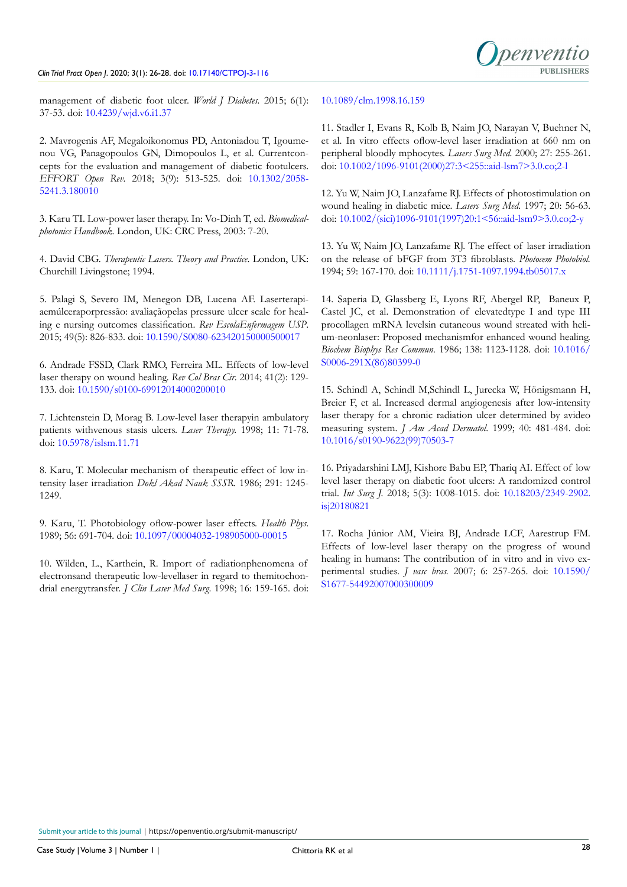management of diabetic foot ulcer. *World J Diabetes.* 2015; 6(1): 37-53. doi: 10.4239/wjd.v6.i1.37

2. Mavrogenis AF, Megaloikonomus PD, Antoniadou T, Igoumenou VG, Panagopoulos GN, Dimopoulos L, et al. Currentconcepts for the evaluation and management of diabetic footulcers. *EFFORT Open Rev.* 2018; 3(9): 513-525. doi: 10.1302/2058-5241.3.180010

3. Karu TI. Low-power laser therapy. In: Vo-Dinh T, ed. *Biomedical-photonics Handbook.* London, UK: CRC Press, 2003: 7-20.

4. David CBG. *Therapeutic Lasers. Theory and Practice.* London, UK: Churchill Livingstone; 1994.

5. Palagi S, Severo IM, Menegon DB, Lucena AF. Laserterapiaemúlceraporpressão: avaliaçãopelas pressure ulcer scale for healing e nursing outcomes classification. *Rev EscolaEnfermagem USP.* 2015; 49(5): 826-833. doi: 10.1590/S0080-623420150000500017

6. Andrade FSSD, Clark RMO, Ferreira ML. Effects of low-level laser therapy on wound healing. *Rev Col Bras Cir.* 2014; 41(2): 129-133. doi: 10.1590/s0100-69912014000200010

7. Lichtenstein D, Morag B. Low-level laser therapyin ambulatory patients withvenous stasis ulcers. *Laser Therapy.* 1998; 11: 71-78. doi: 10.5978/islsm.11.71

8. Karu, T. Molecular mechanism of therapeutic effect of low intensity laser irradiation *Dokl Akad Nauk SSSR.* 1986; 291: 1245-1249.

9. Karu, T. Photobiology oflow-power laser effects. *Health Phys.* 1989; 56: 691-704. doi: 10.1097/00004032-198905000-00015

10. Wilden, L., Karthein, R. Import of radiationphenomena of electronsand therapeutic low-levellaser in regard to themitochondrial energytransfer. *J Clin Laser Med Surg.* 1998; 16: 159-165. doi: 10.1089/clm.1998.16.159

11. Stadler I, Evans R, Kolb B, Naim JO, Narayan V, Buehner N, et al. In vitro effects oflow-level laser irradiation at 660 nm on peripheral bloodly mphocytes. *Lasers Surg Med.* 2000; 27: 255-261. doi: 10.1002/1096-9101(2000)27:3<255::aid-lsm7>3.0.co;2-l

12. Yu W, Naim JO, Lanzafame RJ. Effects of photostimulation on wound healing in diabetic mice. *Lasers Surg Med.* 1997; 20: 56-63. doi: 10.1002/(sici)1096-9101(1997)20:1<56::aid-lsm9>3.0.co;2-y

13. Yu W, Naim JO, Lanzafame RJ. The effect of laser irradiation on the release of bFGF from 3T3 fibroblasts. *Photocem Photobiol.* 1994; 59: 167-170. doi: 10.1111/j.1751-1097.1994.tb05017.x

14. Saperia D, Glassberg E, Lyons RF, Abergel RP, Baneux P, Castel JC, et al. Demonstration of elevatedtype I and type III procollagen mRNA levelsin cutaneous wound streated with helium-neonlaser: Proposed mechanismfor enhanced wound healing. *Biochem Biophys Res Commun.* 1986; 138: 1123-1128. doi: 10.1016/S0006-291X(86)80399-0

15. Schindl A, Schindl M,Schindl L, Jurecka W, Hönigsmann H, Breier F, et al. Increased dermal angiogenesis after low-intensity laser therapy for a chronic radiation ulcer determined by avideo measuring system. *J Am Acad Dermatol.* 1999; 40: 481-484. doi: 10.1016/s0190-9622(99)70503-7

16. Priyadarshini LMJ, Kishore Babu EP, Thariq AI. Effect of low level laser therapy on diabetic foot ulcers: A randomized control trial. *Int Surg J.* 2018; 5(3): 1008-1015. doi: 10.18203/2349-2902.isj20180821

17. Rocha Júnior AM, Vieira BJ, Andrade LCF, Aarestrup FM. Effects of low-level laser therapy on the progress of wound healing in humans: The contribution of in vitro and in vivo experimental studies. *J vasc bras.* 2007; 6: 257-265. doi: 10.1590/S1677-54492007000300009